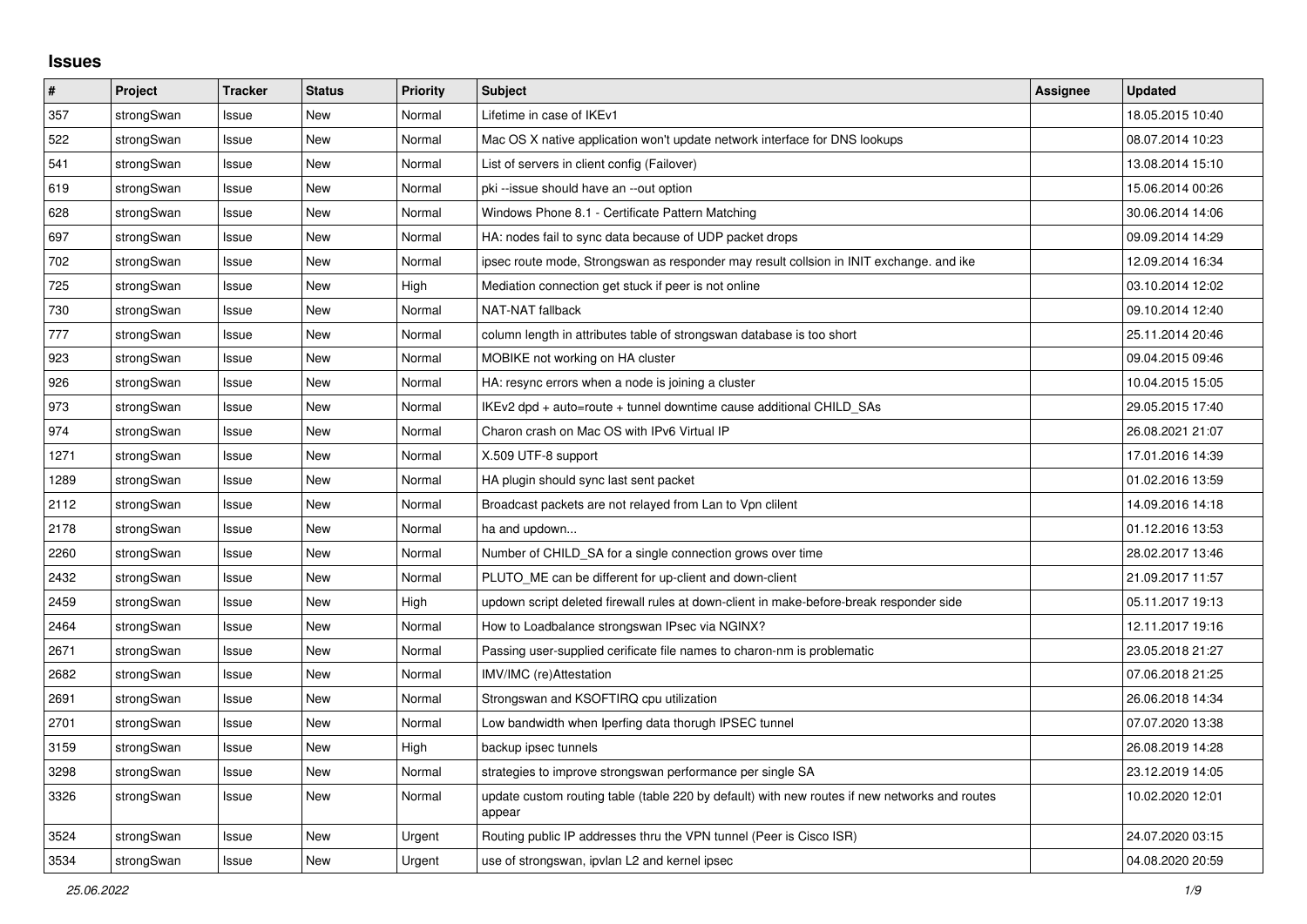# Issues

| # | Project | Tracker | Status | Priority | Subject | Assignee | Updated |
|---|---|---|---|---|---|---|---|
| 357 | strongSwan | Issue | New | Normal | Lifetime in case of IKEv1 | | 18.05.2015 10:40 |
| 522 | strongSwan | Issue | New | Normal | Mac OS X native application won't update network interface for DNS lookups | | 08.07.2014 10:23 |
| 541 | strongSwan | Issue | New | Normal | List of servers in client config (Failover) | | 13.08.2014 15:10 |
| 619 | strongSwan | Issue | New | Normal | pki --issue should have an --out option | | 15.06.2014 00:26 |
| 628 | strongSwan | Issue | New | Normal | Windows Phone 8.1 - Certificate Pattern Matching | | 30.06.2014 14:06 |
| 697 | strongSwan | Issue | New | Normal | HA: nodes fail to sync data because of UDP packet drops | | 09.09.2014 14:29 |
| 702 | strongSwan | Issue | New | Normal | ipsec route mode, Strongswan as responder may result collsion in INIT exchange. and ike | | 12.09.2014 16:34 |
| 725 | strongSwan | Issue | New | High | Mediation connection get stuck if peer is not online | | 03.10.2014 12:02 |
| 730 | strongSwan | Issue | New | Normal | NAT-NAT fallback | | 09.10.2014 12:40 |
| 777 | strongSwan | Issue | New | Normal | column length in attributes table of strongswan database is too short | | 25.11.2014 20:46 |
| 923 | strongSwan | Issue | New | Normal | MOBIKE not working on HA cluster | | 09.04.2015 09:46 |
| 926 | strongSwan | Issue | New | Normal | HA: resync errors when a node is joining a cluster | | 10.04.2015 15:05 |
| 973 | strongSwan | Issue | New | Normal | IKEv2 dpd + auto=route + tunnel downtime cause additional CHILD_SAs | | 29.05.2015 17:40 |
| 974 | strongSwan | Issue | New | Normal | Charon crash on Mac OS with IPv6 Virtual IP | | 26.08.2021 21:07 |
| 1271 | strongSwan | Issue | New | Normal | X.509 UTF-8 support | | 17.01.2016 14:39 |
| 1289 | strongSwan | Issue | New | Normal | HA plugin should sync last sent packet | | 01.02.2016 13:59 |
| 2112 | strongSwan | Issue | New | Normal | Broadcast packets are not relayed from Lan to Vpn clilent | | 14.09.2016 14:18 |
| 2178 | strongSwan | Issue | New | Normal | ha and updown... | | 01.12.2016 13:53 |
| 2260 | strongSwan | Issue | New | Normal | Number of CHILD_SA for a single connection grows over time | | 28.02.2017 13:46 |
| 2432 | strongSwan | Issue | New | Normal | PLUTO_ME can be different for up-client and down-client | | 21.09.2017 11:57 |
| 2459 | strongSwan | Issue | New | High | updown script deleted firewall rules at down-client in make-before-break responder side | | 05.11.2017 19:13 |
| 2464 | strongSwan | Issue | New | Normal | How to Loadbalance strongswan IPsec via NGINX? | | 12.11.2017 19:16 |
| 2671 | strongSwan | Issue | New | Normal | Passing user-supplied cerificate file names to charon-nm is problematic | | 23.05.2018 21:27 |
| 2682 | strongSwan | Issue | New | Normal | IMV/IMC (re)Attestation | | 07.06.2018 21:25 |
| 2691 | strongSwan | Issue | New | Normal | Strongswan and KSOFTIRQ cpu utilization | | 26.06.2018 14:34 |
| 2701 | strongSwan | Issue | New | Normal | Low bandwidth when Iperfing data thorugh IPSEC tunnel | | 07.07.2020 13:38 |
| 3159 | strongSwan | Issue | New | High | backup ipsec tunnels | | 26.08.2019 14:28 |
| 3298 | strongSwan | Issue | New | Normal | strategies to improve strongswan performance per single SA | | 23.12.2019 14:05 |
| 3326 | strongSwan | Issue | New | Normal | update custom routing table (table 220 by default) with new routes if new networks and routes appear | | 10.02.2020 12:01 |
| 3524 | strongSwan | Issue | New | Urgent | Routing public IP addresses thru the VPN tunnel (Peer is Cisco ISR) | | 24.07.2020 03:15 |
| 3534 | strongSwan | Issue | New | Urgent | use of strongswan, ipvlan L2 and kernel ipsec | | 04.08.2020 20:59 |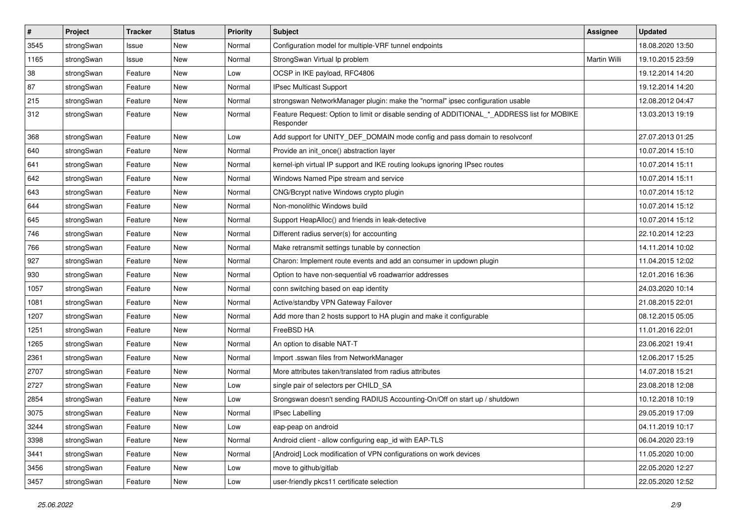| # | Project | Tracker | Status | Priority | Subject | Assignee | Updated |
|---|---|---|---|---|---|---|---|
| 3545 | strongSwan | Issue | New | Normal | Configuration model for multiple-VRF tunnel endpoints | | 18.08.2020 13:50 |
| 1165 | strongSwan | Issue | New | Normal | StrongSwan Virtual Ip problem | Martin Willi | 19.10.2015 23:59 |
| 38 | strongSwan | Feature | New | Low | OCSP in IKE payload, RFC4806 | | 19.12.2014 14:20 |
| 87 | strongSwan | Feature | New | Normal | IPsec Multicast Support | | 19.12.2014 14:20 |
| 215 | strongSwan | Feature | New | Normal | strongswan NetworkManager plugin: make the "normal" ipsec configuration usable | | 12.08.2012 04:47 |
| 312 | strongSwan | Feature | New | Normal | Feature Request: Option to limit or disable sending of ADDITIONAL_*_ADDRESS list for MOBIKE Responder | | 13.03.2013 19:19 |
| 368 | strongSwan | Feature | New | Low | Add support for UNITY_DEF_DOMAIN mode config and pass domain to resolvconf | | 27.07.2013 01:25 |
| 640 | strongSwan | Feature | New | Normal | Provide an init_once() abstraction layer | | 10.07.2014 15:10 |
| 641 | strongSwan | Feature | New | Normal | kernel-iph virtual IP support and IKE routing lookups ignoring IPsec routes | | 10.07.2014 15:11 |
| 642 | strongSwan | Feature | New | Normal | Windows Named Pipe stream and service | | 10.07.2014 15:11 |
| 643 | strongSwan | Feature | New | Normal | CNG/Bcrypt native Windows crypto plugin | | 10.07.2014 15:12 |
| 644 | strongSwan | Feature | New | Normal | Non-monolithic Windows build | | 10.07.2014 15:12 |
| 645 | strongSwan | Feature | New | Normal | Support HeapAlloc() and friends in leak-detective | | 10.07.2014 15:12 |
| 746 | strongSwan | Feature | New | Normal | Different radius server(s) for accounting | | 22.10.2014 12:23 |
| 766 | strongSwan | Feature | New | Normal | Make retransmit settings tunable by connection | | 14.11.2014 10:02 |
| 927 | strongSwan | Feature | New | Normal | Charon: Implement route events and add an consumer in updown plugin | | 11.04.2015 12:02 |
| 930 | strongSwan | Feature | New | Normal | Option to have non-sequential v6 roadwarrior addresses | | 12.01.2016 16:36 |
| 1057 | strongSwan | Feature | New | Normal | conn switching based on eap identity | | 24.03.2020 10:14 |
| 1081 | strongSwan | Feature | New | Normal | Active/standby VPN Gateway Failover | | 21.08.2015 22:01 |
| 1207 | strongSwan | Feature | New | Normal | Add more than 2 hosts support to HA plugin and make it configurable | | 08.12.2015 05:05 |
| 1251 | strongSwan | Feature | New | Normal | FreeBSD HA | | 11.01.2016 22:01 |
| 1265 | strongSwan | Feature | New | Normal | An option to disable NAT-T | | 23.06.2021 19:41 |
| 2361 | strongSwan | Feature | New | Normal | Import .sswan files from NetworkManager | | 12.06.2017 15:25 |
| 2707 | strongSwan | Feature | New | Normal | More attributes taken/translated from radius attributes | | 14.07.2018 15:21 |
| 2727 | strongSwan | Feature | New | Low | single pair of selectors per CHILD_SA | | 23.08.2018 12:08 |
| 2854 | strongSwan | Feature | New | Low | Srongswan doesn't sending RADIUS Accounting-On/Off on start up / shutdown | | 10.12.2018 10:19 |
| 3075 | strongSwan | Feature | New | Normal | IPsec Labelling | | 29.05.2019 17:09 |
| 3244 | strongSwan | Feature | New | Low | eap-peap on android | | 04.11.2019 10:17 |
| 3398 | strongSwan | Feature | New | Normal | Android client - allow configuring eap_id with EAP-TLS | | 06.04.2020 23:19 |
| 3441 | strongSwan | Feature | New | Normal | [Android] Lock modification of VPN configurations on work devices | | 11.05.2020 10:00 |
| 3456 | strongSwan | Feature | New | Low | move to github/gitlab | | 22.05.2020 12:27 |
| 3457 | strongSwan | Feature | New | Low | user-friendly pkcs11 certificate selection | | 22.05.2020 12:52 |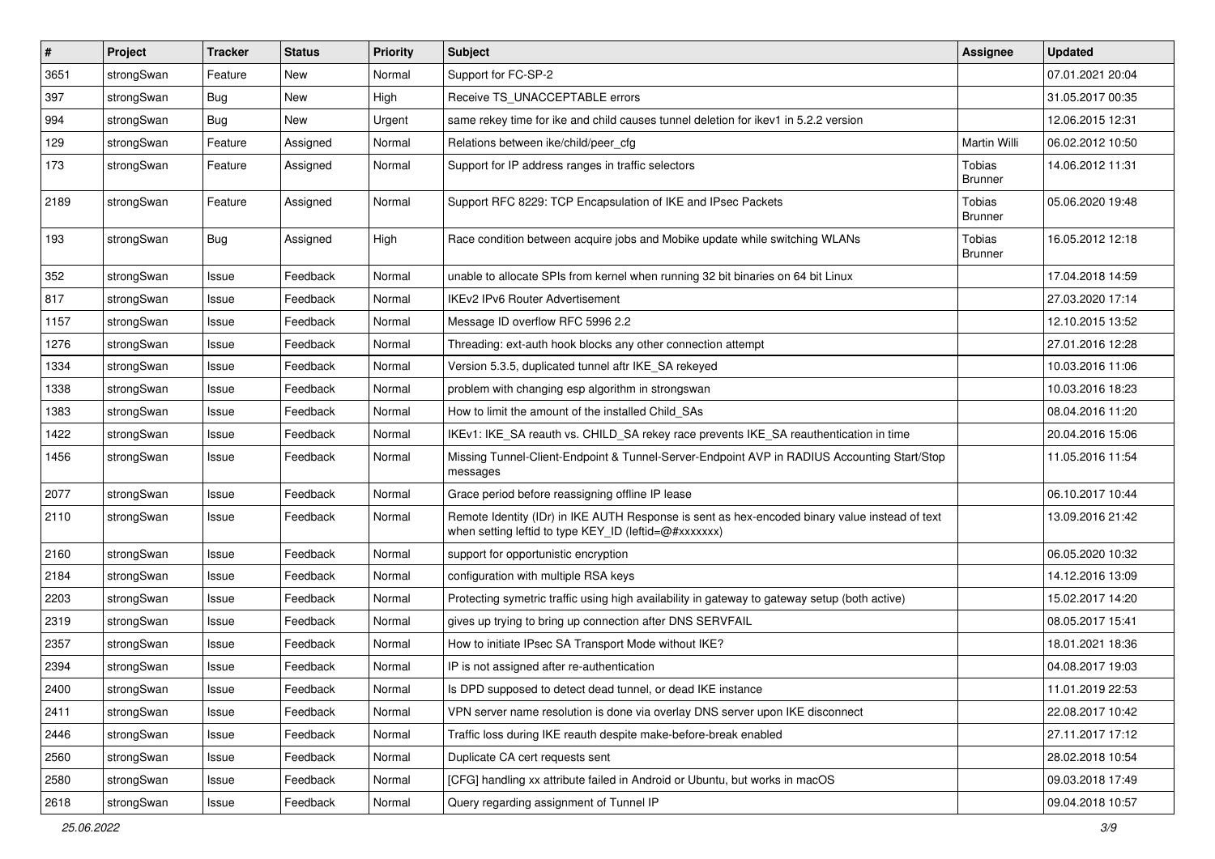| # | Project | Tracker | Status | Priority | Subject | Assignee | Updated |
|---|---|---|---|---|---|---|---|
| 3651 | strongSwan | Feature | New | Normal | Support for FC-SP-2 | | 07.01.2021 20:04 |
| 397 | strongSwan | Bug | New | High | Receive TS_UNACCEPTABLE errors | | 31.05.2017 00:35 |
| 994 | strongSwan | Bug | New | Urgent | same rekey time for ike and child causes tunnel deletion for ikev1 in 5.2.2 version | | 12.06.2015 12:31 |
| 129 | strongSwan | Feature | Assigned | Normal | Relations between ike/child/peer_cfg | Martin Willi | 06.02.2012 10:50 |
| 173 | strongSwan | Feature | Assigned | Normal | Support for IP address ranges in traffic selectors | Tobias Brunner | 14.06.2012 11:31 |
| 2189 | strongSwan | Feature | Assigned | Normal | Support RFC 8229: TCP Encapsulation of IKE and IPsec Packets | Tobias Brunner | 05.06.2020 19:48 |
| 193 | strongSwan | Bug | Assigned | High | Race condition between acquire jobs and Mobike update while switching WLANs | Tobias Brunner | 16.05.2012 12:18 |
| 352 | strongSwan | Issue | Feedback | Normal | unable to allocate SPIs from kernel when running 32 bit binaries on 64 bit Linux | | 17.04.2018 14:59 |
| 817 | strongSwan | Issue | Feedback | Normal | IKEv2 IPv6 Router Advertisement | | 27.03.2020 17:14 |
| 1157 | strongSwan | Issue | Feedback | Normal | Message ID overflow RFC 5996 2.2 | | 12.10.2015 13:52 |
| 1276 | strongSwan | Issue | Feedback | Normal | Threading: ext-auth hook blocks any other connection attempt | | 27.01.2016 12:28 |
| 1334 | strongSwan | Issue | Feedback | Normal | Version 5.3.5, duplicated tunnel aftr IKE_SA rekeyed | | 10.03.2016 11:06 |
| 1338 | strongSwan | Issue | Feedback | Normal | problem with changing esp algorithm in strongswan | | 10.03.2016 18:23 |
| 1383 | strongSwan | Issue | Feedback | Normal | How to limit the amount of the installed Child_SAs | | 08.04.2016 11:20 |
| 1422 | strongSwan | Issue | Feedback | Normal | IKEv1: IKE_SA reauth vs. CHILD_SA rekey race prevents IKE_SA reauthentication in time | | 20.04.2016 15:06 |
| 1456 | strongSwan | Issue | Feedback | Normal | Missing Tunnel-Client-Endpoint & Tunnel-Server-Endpoint AVP in RADIUS Accounting Start/Stop messages | | 11.05.2016 11:54 |
| 2077 | strongSwan | Issue | Feedback | Normal | Grace period before reassigning offline IP lease | | 06.10.2017 10:44 |
| 2110 | strongSwan | Issue | Feedback | Normal | Remote Identity (IDr) in IKE AUTH Response is sent as hex-encoded binary value instead of text when setting leftid to type KEY_ID (leftid=@#xxxxxxx) | | 13.09.2016 21:42 |
| 2160 | strongSwan | Issue | Feedback | Normal | support for opportunistic encryption | | 06.05.2020 10:32 |
| 2184 | strongSwan | Issue | Feedback | Normal | configuration with multiple RSA keys | | 14.12.2016 13:09 |
| 2203 | strongSwan | Issue | Feedback | Normal | Protecting symetric traffic using high availability in gateway to gateway setup (both active) | | 15.02.2017 14:20 |
| 2319 | strongSwan | Issue | Feedback | Normal | gives up trying to bring up connection after DNS SERVFAIL | | 08.05.2017 15:41 |
| 2357 | strongSwan | Issue | Feedback | Normal | How to initiate IPsec SA Transport Mode without IKE? | | 18.01.2021 18:36 |
| 2394 | strongSwan | Issue | Feedback | Normal | IP is not assigned after re-authentication | | 04.08.2017 19:03 |
| 2400 | strongSwan | Issue | Feedback | Normal | Is DPD supposed to detect dead tunnel, or dead IKE instance | | 11.01.2019 22:53 |
| 2411 | strongSwan | Issue | Feedback | Normal | VPN server name resolution is done via overlay DNS server upon IKE disconnect | | 22.08.2017 10:42 |
| 2446 | strongSwan | Issue | Feedback | Normal | Traffic loss during IKE reauth despite make-before-break enabled | | 27.11.2017 17:12 |
| 2560 | strongSwan | Issue | Feedback | Normal | Duplicate CA cert requests sent | | 28.02.2018 10:54 |
| 2580 | strongSwan | Issue | Feedback | Normal | [CFG] handling xx attribute failed in Android or Ubuntu, but works in macOS | | 09.03.2018 17:49 |
| 2618 | strongSwan | Issue | Feedback | Normal | Query regarding assignment of Tunnel IP | | 09.04.2018 10:57 |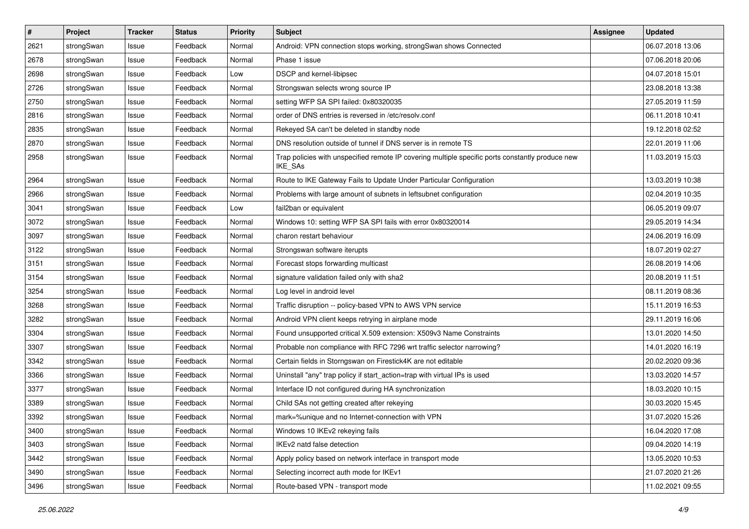| # | Project | Tracker | Status | Priority | Subject | Assignee | Updated |
|---|---|---|---|---|---|---|---|
| 2621 | strongSwan | Issue | Feedback | Normal | Android: VPN connection stops working, strongSwan shows Connected | | 06.07.2018 13:06 |
| 2678 | strongSwan | Issue | Feedback | Normal | Phase 1 issue | | 07.06.2018 20:06 |
| 2698 | strongSwan | Issue | Feedback | Low | DSCP and kernel-libipsec | | 04.07.2018 15:01 |
| 2726 | strongSwan | Issue | Feedback | Normal | Strongswan selects wrong source IP | | 23.08.2018 13:38 |
| 2750 | strongSwan | Issue | Feedback | Normal | setting WFP SA SPI failed: 0x80320035 | | 27.05.2019 11:59 |
| 2816 | strongSwan | Issue | Feedback | Normal | order of DNS entries is reversed in /etc/resolv.conf | | 06.11.2018 10:41 |
| 2835 | strongSwan | Issue | Feedback | Normal | Rekeyed SA can't be deleted in standby node | | 19.12.2018 02:52 |
| 2870 | strongSwan | Issue | Feedback | Normal | DNS resolution outside of tunnel if DNS server is in remote TS | | 22.01.2019 11:06 |
| 2958 | strongSwan | Issue | Feedback | Normal | Trap policies with unspecified remote IP covering multiple specific ports constantly produce new IKE_SAs | | 11.03.2019 15:03 |
| 2964 | strongSwan | Issue | Feedback | Normal | Route to IKE Gateway Fails to Update Under Particular Configuration | | 13.03.2019 10:38 |
| 2966 | strongSwan | Issue | Feedback | Normal | Problems with large amount of subnets in leftsubnet configuration | | 02.04.2019 10:35 |
| 3041 | strongSwan | Issue | Feedback | Low | fail2ban or equivalent | | 06.05.2019 09:07 |
| 3072 | strongSwan | Issue | Feedback | Normal | Windows 10: setting WFP SA SPI fails with error 0x80320014 | | 29.05.2019 14:34 |
| 3097 | strongSwan | Issue | Feedback | Normal | charon restart behaviour | | 24.06.2019 16:09 |
| 3122 | strongSwan | Issue | Feedback | Normal | Strongswan software iterupts | | 18.07.2019 02:27 |
| 3151 | strongSwan | Issue | Feedback | Normal | Forecast stops forwarding multicast | | 26.08.2019 14:06 |
| 3154 | strongSwan | Issue | Feedback | Normal | signature validation failed only with sha2 | | 20.08.2019 11:51 |
| 3254 | strongSwan | Issue | Feedback | Normal | Log level in android level | | 08.11.2019 08:36 |
| 3268 | strongSwan | Issue | Feedback | Normal | Traffic disruption -- policy-based VPN to AWS VPN service | | 15.11.2019 16:53 |
| 3282 | strongSwan | Issue | Feedback | Normal | Android VPN client keeps retrying in airplane mode | | 29.11.2019 16:06 |
| 3304 | strongSwan | Issue | Feedback | Normal | Found unsupported critical X.509 extension: X509v3 Name Constraints | | 13.01.2020 14:50 |
| 3307 | strongSwan | Issue | Feedback | Normal | Probable non compliance with RFC 7296 wrt traffic selector narrowing? | | 14.01.2020 16:19 |
| 3342 | strongSwan | Issue | Feedback | Normal | Certain fields in Storngswan on Firestick4K are not editable | | 20.02.2020 09:36 |
| 3366 | strongSwan | Issue | Feedback | Normal | Uninstall "any" trap policy if start_action=trap with virtual IPs is used | | 13.03.2020 14:57 |
| 3377 | strongSwan | Issue | Feedback | Normal | Interface ID not configured during HA synchronization | | 18.03.2020 10:15 |
| 3389 | strongSwan | Issue | Feedback | Normal | Child SAs not getting created after rekeying | | 30.03.2020 15:45 |
| 3392 | strongSwan | Issue | Feedback | Normal | mark=%unique and no Internet-connection with VPN | | 31.07.2020 15:26 |
| 3400 | strongSwan | Issue | Feedback | Normal | Windows 10 IKEv2 rekeying fails | | 16.04.2020 17:08 |
| 3403 | strongSwan | Issue | Feedback | Normal | IKEv2 natd false detection | | 09.04.2020 14:19 |
| 3442 | strongSwan | Issue | Feedback | Normal | Apply policy based on network interface in transport mode | | 13.05.2020 10:53 |
| 3490 | strongSwan | Issue | Feedback | Normal | Selecting incorrect auth mode for IKEv1 | | 21.07.2020 21:26 |
| 3496 | strongSwan | Issue | Feedback | Normal | Route-based VPN - transport mode | | 11.02.2021 09:55 |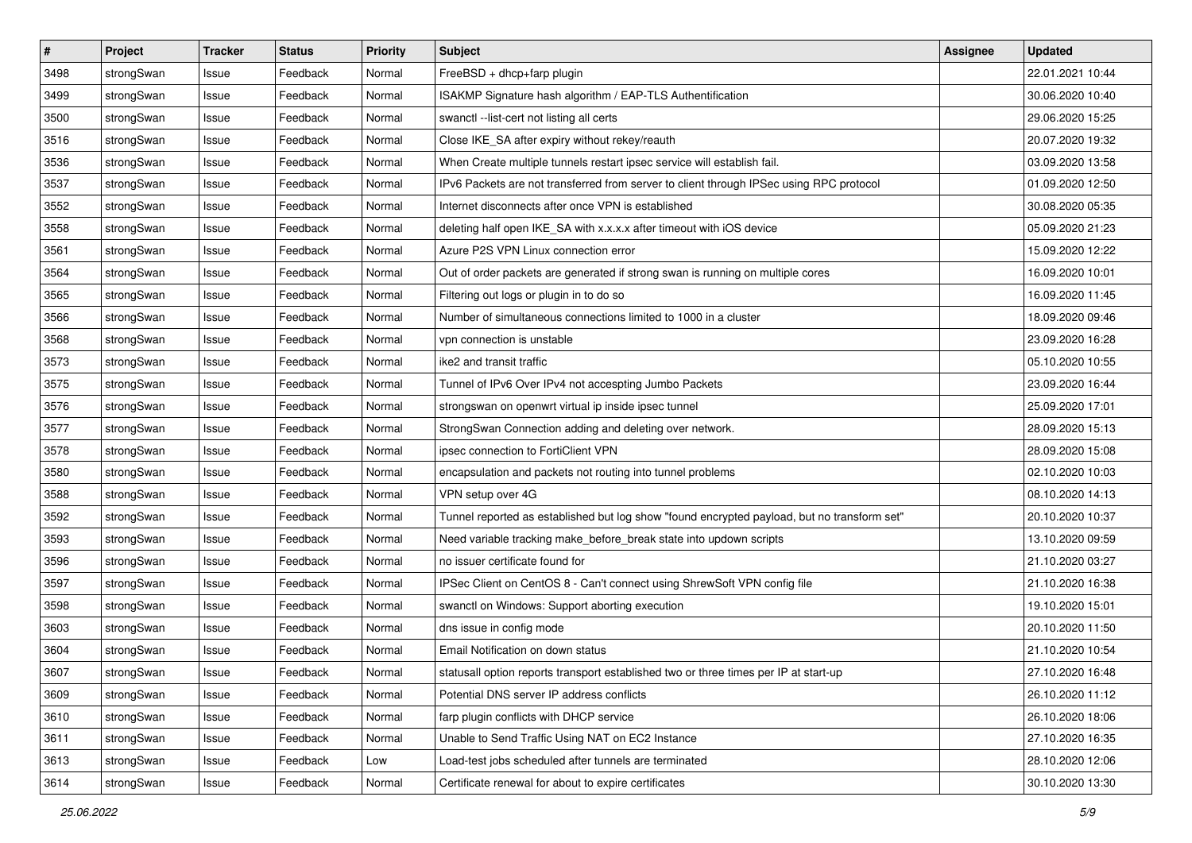| # | Project | Tracker | Status | Priority | Subject | Assignee | Updated |
|---|---|---|---|---|---|---|---|
| 3498 | strongSwan | Issue | Feedback | Normal | FreeBSD + dhcp+farp plugin | | 22.01.2021 10:44 |
| 3499 | strongSwan | Issue | Feedback | Normal | ISAKMP Signature hash algorithm / EAP-TLS Authentification | | 30.06.2020 10:40 |
| 3500 | strongSwan | Issue | Feedback | Normal | swanctl --list-cert not listing all certs | | 29.06.2020 15:25 |
| 3516 | strongSwan | Issue | Feedback | Normal | Close IKE_SA after expiry without rekey/reauth | | 20.07.2020 19:32 |
| 3536 | strongSwan | Issue | Feedback | Normal | When Create multiple tunnels restart ipsec service will establish fail. | | 03.09.2020 13:58 |
| 3537 | strongSwan | Issue | Feedback | Normal | IPv6 Packets are not transferred from server to client through IPSec using RPC protocol | | 01.09.2020 12:50 |
| 3552 | strongSwan | Issue | Feedback | Normal | Internet disconnects after once VPN is established | | 30.08.2020 05:35 |
| 3558 | strongSwan | Issue | Feedback | Normal | deleting half open IKE_SA with x.x.x.x after timeout with iOS device | | 05.09.2020 21:23 |
| 3561 | strongSwan | Issue | Feedback | Normal | Azure P2S VPN Linux connection error | | 15.09.2020 12:22 |
| 3564 | strongSwan | Issue | Feedback | Normal | Out of order packets are generated if strong swan is running on multiple cores | | 16.09.2020 10:01 |
| 3565 | strongSwan | Issue | Feedback | Normal | Filtering out logs or plugin in to do so | | 16.09.2020 11:45 |
| 3566 | strongSwan | Issue | Feedback | Normal | Number of simultaneous connections limited to 1000 in a cluster | | 18.09.2020 09:46 |
| 3568 | strongSwan | Issue | Feedback | Normal | vpn connection is unstable | | 23.09.2020 16:28 |
| 3573 | strongSwan | Issue | Feedback | Normal | ike2 and transit traffic | | 05.10.2020 10:55 |
| 3575 | strongSwan | Issue | Feedback | Normal | Tunnel of IPv6 Over IPv4 not accespting Jumbo Packets | | 23.09.2020 16:44 |
| 3576 | strongSwan | Issue | Feedback | Normal | strongswan on openwrt virtual ip inside ipsec tunnel | | 25.09.2020 17:01 |
| 3577 | strongSwan | Issue | Feedback | Normal | StrongSwan Connection adding and deleting over network. | | 28.09.2020 15:13 |
| 3578 | strongSwan | Issue | Feedback | Normal | ipsec connection to FortiClient VPN | | 28.09.2020 15:08 |
| 3580 | strongSwan | Issue | Feedback | Normal | encapsulation and packets not routing into tunnel problems | | 02.10.2020 10:03 |
| 3588 | strongSwan | Issue | Feedback | Normal | VPN setup over 4G | | 08.10.2020 14:13 |
| 3592 | strongSwan | Issue | Feedback | Normal | Tunnel reported as established but log show "found encrypted payload, but no transform set" | | 20.10.2020 10:37 |
| 3593 | strongSwan | Issue | Feedback | Normal | Need variable tracking make_before_break state into updown scripts | | 13.10.2020 09:59 |
| 3596 | strongSwan | Issue | Feedback | Normal | no issuer certificate found for | | 21.10.2020 03:27 |
| 3597 | strongSwan | Issue | Feedback | Normal | IPSec Client on CentOS 8 - Can't connect using ShrewSoft VPN config file | | 21.10.2020 16:38 |
| 3598 | strongSwan | Issue | Feedback | Normal | swanctl on Windows: Support aborting execution | | 19.10.2020 15:01 |
| 3603 | strongSwan | Issue | Feedback | Normal | dns issue in config mode | | 20.10.2020 11:50 |
| 3604 | strongSwan | Issue | Feedback | Normal | Email Notification on down status | | 21.10.2020 10:54 |
| 3607 | strongSwan | Issue | Feedback | Normal | statusall option reports transport established two or three times per IP at start-up | | 27.10.2020 16:48 |
| 3609 | strongSwan | Issue | Feedback | Normal | Potential DNS server IP address conflicts | | 26.10.2020 11:12 |
| 3610 | strongSwan | Issue | Feedback | Normal | farp plugin conflicts with DHCP service | | 26.10.2020 18:06 |
| 3611 | strongSwan | Issue | Feedback | Normal | Unable to Send Traffic Using NAT on EC2 Instance | | 27.10.2020 16:35 |
| 3613 | strongSwan | Issue | Feedback | Low | Load-test jobs scheduled after tunnels are terminated | | 28.10.2020 12:06 |
| 3614 | strongSwan | Issue | Feedback | Normal | Certificate renewal for about to expire certificates | | 30.10.2020 13:30 |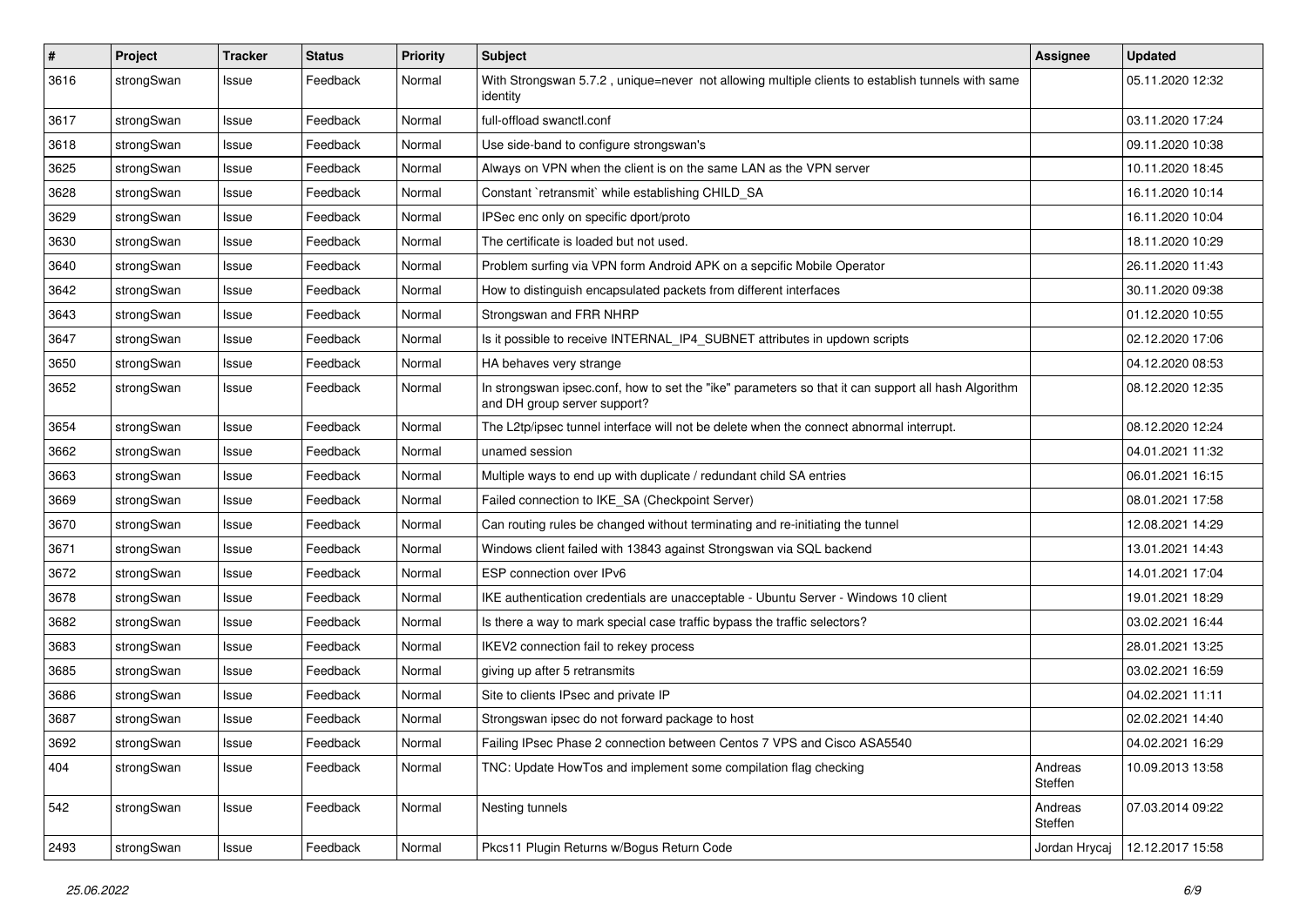| # | Project | Tracker | Status | Priority | Subject | Assignee | Updated |
|---|---|---|---|---|---|---|---|
| 3616 | strongSwan | Issue | Feedback | Normal | With Strongswan 5.7.2 , unique=never not allowing multiple clients to establish tunnels with same identity | | 05.11.2020 12:32 |
| 3617 | strongSwan | Issue | Feedback | Normal | full-offload swanctl.conf | | 03.11.2020 17:24 |
| 3618 | strongSwan | Issue | Feedback | Normal | Use side-band to configure strongswan's | | 09.11.2020 10:38 |
| 3625 | strongSwan | Issue | Feedback | Normal | Always on VPN when the client is on the same LAN as the VPN server | | 10.11.2020 18:45 |
| 3628 | strongSwan | Issue | Feedback | Normal | Constant `retransmit` while establishing CHILD_SA | | 16.11.2020 10:14 |
| 3629 | strongSwan | Issue | Feedback | Normal | IPSec enc only on specific dport/proto | | 16.11.2020 10:04 |
| 3630 | strongSwan | Issue | Feedback | Normal | The certificate is loaded but not used. | | 18.11.2020 10:29 |
| 3640 | strongSwan | Issue | Feedback | Normal | Problem surfing via VPN form Android APK on a sepcific Mobile Operator | | 26.11.2020 11:43 |
| 3642 | strongSwan | Issue | Feedback | Normal | How to distinguish encapsulated packets from different interfaces | | 30.11.2020 09:38 |
| 3643 | strongSwan | Issue | Feedback | Normal | Strongswan and FRR NHRP | | 01.12.2020 10:55 |
| 3647 | strongSwan | Issue | Feedback | Normal | Is it possible to receive INTERNAL_IP4_SUBNET attributes in updown scripts | | 02.12.2020 17:06 |
| 3650 | strongSwan | Issue | Feedback | Normal | HA behaves very strange | | 04.12.2020 08:53 |
| 3652 | strongSwan | Issue | Feedback | Normal | In strongswan ipsec.conf, how to set the "ike" parameters so that it can support all hash Algorithm and DH group server support? | | 08.12.2020 12:35 |
| 3654 | strongSwan | Issue | Feedback | Normal | The L2tp/ipsec tunnel interface will not be delete when the connect abnormal interrupt. | | 08.12.2020 12:24 |
| 3662 | strongSwan | Issue | Feedback | Normal | unamed session | | 04.01.2021 11:32 |
| 3663 | strongSwan | Issue | Feedback | Normal | Multiple ways to end up with duplicate / redundant child SA entries | | 06.01.2021 16:15 |
| 3669 | strongSwan | Issue | Feedback | Normal | Failed connection to IKE_SA (Checkpoint Server) | | 08.01.2021 17:58 |
| 3670 | strongSwan | Issue | Feedback | Normal | Can routing rules be changed without terminating and re-initiating the tunnel | | 12.08.2021 14:29 |
| 3671 | strongSwan | Issue | Feedback | Normal | Windows client failed with 13843 against Strongswan via SQL backend | | 13.01.2021 14:43 |
| 3672 | strongSwan | Issue | Feedback | Normal | ESP connection over IPv6 | | 14.01.2021 17:04 |
| 3678 | strongSwan | Issue | Feedback | Normal | IKE authentication credentials are unacceptable - Ubuntu Server - Windows 10 client | | 19.01.2021 18:29 |
| 3682 | strongSwan | Issue | Feedback | Normal | Is there a way to mark special case traffic bypass the traffic selectors? | | 03.02.2021 16:44 |
| 3683 | strongSwan | Issue | Feedback | Normal | IKEV2 connection fail to rekey process | | 28.01.2021 13:25 |
| 3685 | strongSwan | Issue | Feedback | Normal | giving up after 5 retransmits | | 03.02.2021 16:59 |
| 3686 | strongSwan | Issue | Feedback | Normal | Site to clients IPsec and private IP | | 04.02.2021 11:11 |
| 3687 | strongSwan | Issue | Feedback | Normal | Strongswan ipsec do not forward package to host | | 02.02.2021 14:40 |
| 3692 | strongSwan | Issue | Feedback | Normal | Failing IPsec Phase 2 connection between Centos 7 VPS and Cisco ASA5540 | | 04.02.2021 16:29 |
| 404 | strongSwan | Issue | Feedback | Normal | TNC: Update HowTos and implement some compilation flag checking | Andreas Steffen | 10.09.2013 13:58 |
| 542 | strongSwan | Issue | Feedback | Normal | Nesting tunnels | Andreas Steffen | 07.03.2014 09:22 |
| 2493 | strongSwan | Issue | Feedback | Normal | Pkcs11 Plugin Returns w/Bogus Return Code | Jordan Hrycaj | 12.12.2017 15:58 |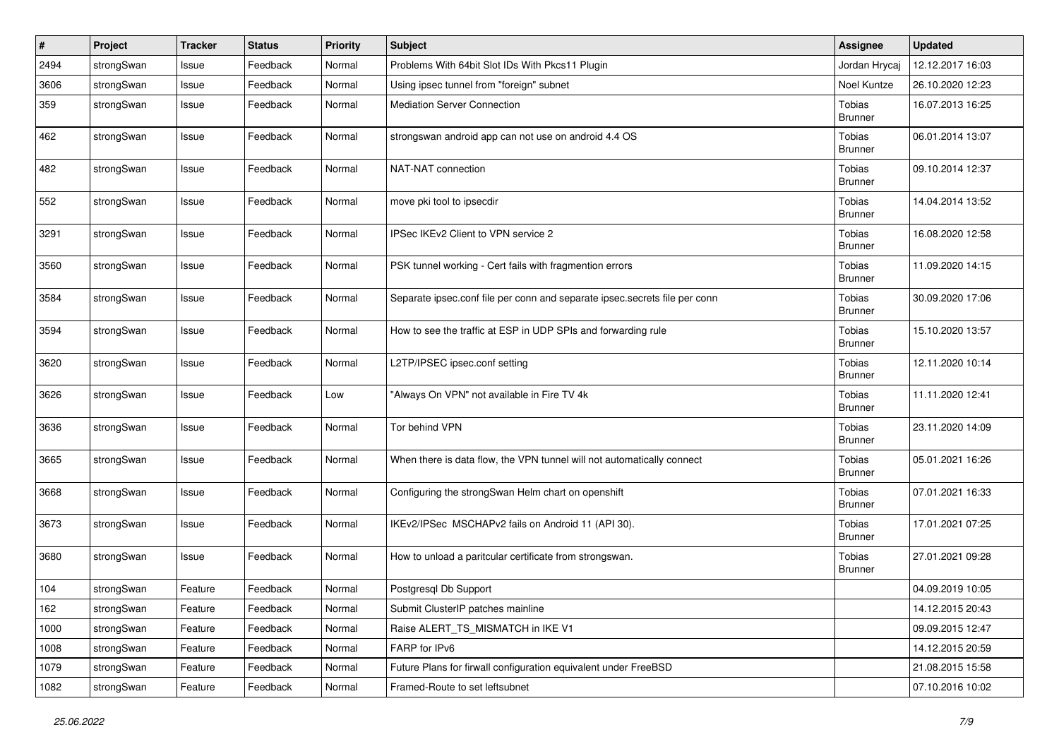| # | Project | Tracker | Status | Priority | Subject | Assignee | Updated |
|---|---|---|---|---|---|---|---|
| 2494 | strongSwan | Issue | Feedback | Normal | Problems With 64bit Slot IDs With Pkcs11 Plugin | Jordan Hrycaj | 12.12.2017 16:03 |
| 3606 | strongSwan | Issue | Feedback | Normal | Using ipsec tunnel from "foreign" subnet | Noel Kuntze | 26.10.2020 12:23 |
| 359 | strongSwan | Issue | Feedback | Normal | Mediation Server Connection | Tobias Brunner | 16.07.2013 16:25 |
| 462 | strongSwan | Issue | Feedback | Normal | strongswan android app can not use on android 4.4 OS | Tobias Brunner | 06.01.2014 13:07 |
| 482 | strongSwan | Issue | Feedback | Normal | NAT-NAT connection | Tobias Brunner | 09.10.2014 12:37 |
| 552 | strongSwan | Issue | Feedback | Normal | move pki tool to ipsecdir | Tobias Brunner | 14.04.2014 13:52 |
| 3291 | strongSwan | Issue | Feedback | Normal | IPSec IKEv2 Client to VPN service 2 | Tobias Brunner | 16.08.2020 12:58 |
| 3560 | strongSwan | Issue | Feedback | Normal | PSK tunnel working - Cert fails with fragmention errors | Tobias Brunner | 11.09.2020 14:15 |
| 3584 | strongSwan | Issue | Feedback | Normal | Separate ipsec.conf file per conn and separate ipsec.secrets file per conn | Tobias Brunner | 30.09.2020 17:06 |
| 3594 | strongSwan | Issue | Feedback | Normal | How to see the traffic at ESP in UDP SPIs and forwarding rule | Tobias Brunner | 15.10.2020 13:57 |
| 3620 | strongSwan | Issue | Feedback | Normal | L2TP/IPSEC ipsec.conf setting | Tobias Brunner | 12.11.2020 10:14 |
| 3626 | strongSwan | Issue | Feedback | Low | "Always On VPN" not available in Fire TV 4k | Tobias Brunner | 11.11.2020 12:41 |
| 3636 | strongSwan | Issue | Feedback | Normal | Tor behind VPN | Tobias Brunner | 23.11.2020 14:09 |
| 3665 | strongSwan | Issue | Feedback | Normal | When there is data flow, the VPN tunnel will not automatically connect | Tobias Brunner | 05.01.2021 16:26 |
| 3668 | strongSwan | Issue | Feedback | Normal | Configuring the strongSwan Helm chart on openshift | Tobias Brunner | 07.01.2021 16:33 |
| 3673 | strongSwan | Issue | Feedback | Normal | IKEv2/IPSec MSCHAPv2 fails on Android 11 (API 30). | Tobias Brunner | 17.01.2021 07:25 |
| 3680 | strongSwan | Issue | Feedback | Normal | How to unload a paritcular certificate from strongswan. | Tobias Brunner | 27.01.2021 09:28 |
| 104 | strongSwan | Feature | Feedback | Normal | Postgresql Db Support | | 04.09.2019 10:05 |
| 162 | strongSwan | Feature | Feedback | Normal | Submit ClusterIP patches mainline | | 14.12.2015 20:43 |
| 1000 | strongSwan | Feature | Feedback | Normal | Raise ALERT_TS_MISMATCH in IKE V1 | | 09.09.2015 12:47 |
| 1008 | strongSwan | Feature | Feedback | Normal | FARP for IPv6 | | 14.12.2015 20:59 |
| 1079 | strongSwan | Feature | Feedback | Normal | Future Plans for firwall configuration equivalent under FreeBSD | | 21.08.2015 15:58 |
| 1082 | strongSwan | Feature | Feedback | Normal | Framed-Route to set leftsubnet | | 07.10.2016 10:02 |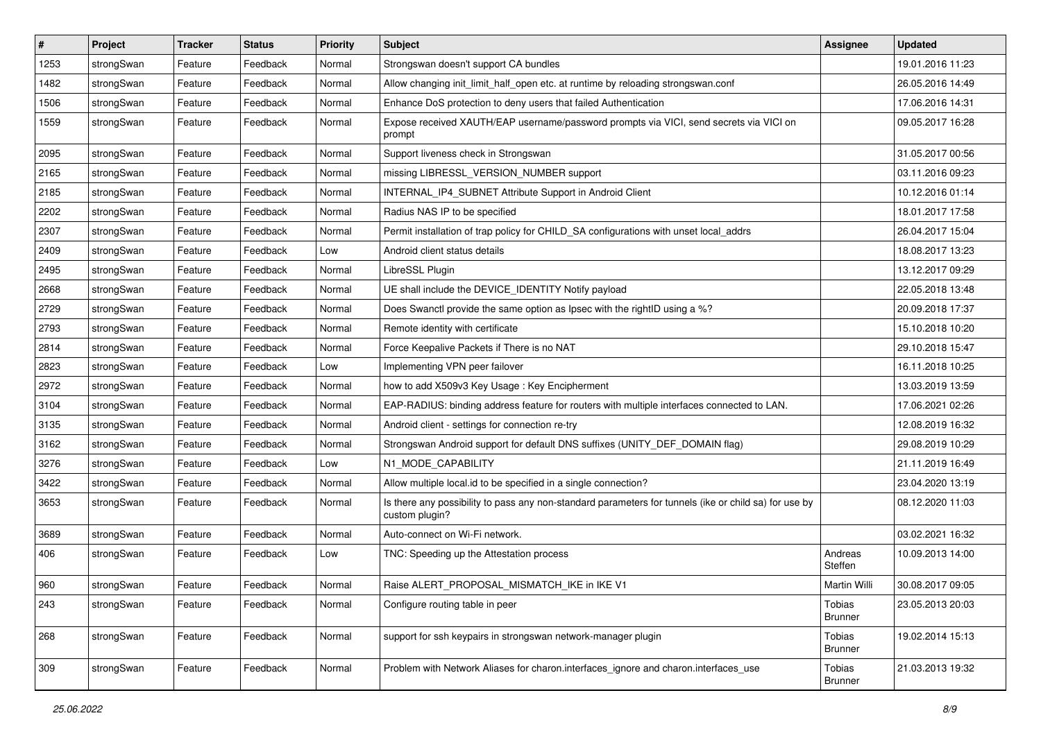| # | Project | Tracker | Status | Priority | Subject | Assignee | Updated |
|---|---|---|---|---|---|---|---|
| 1253 | strongSwan | Feature | Feedback | Normal | Strongswan doesn't support CA bundles | | 19.01.2016 11:23 |
| 1482 | strongSwan | Feature | Feedback | Normal | Allow changing init_limit_half_open etc. at runtime by reloading strongswan.conf | | 26.05.2016 14:49 |
| 1506 | strongSwan | Feature | Feedback | Normal | Enhance DoS protection to deny users that failed Authentication | | 17.06.2016 14:31 |
| 1559 | strongSwan | Feature | Feedback | Normal | Expose received XAUTH/EAP username/password prompts via VICI, send secrets via VICI on prompt | | 09.05.2017 16:28 |
| 2095 | strongSwan | Feature | Feedback | Normal | Support liveness check in Strongswan | | 31.05.2017 00:56 |
| 2165 | strongSwan | Feature | Feedback | Normal | missing LIBRESSL_VERSION_NUMBER support | | 03.11.2016 09:23 |
| 2185 | strongSwan | Feature | Feedback | Normal | INTERNAL_IP4_SUBNET Attribute Support in Android Client | | 10.12.2016 01:14 |
| 2202 | strongSwan | Feature | Feedback | Normal | Radius NAS IP to be specified | | 18.01.2017 17:58 |
| 2307 | strongSwan | Feature | Feedback | Normal | Permit installation of trap policy for CHILD_SA configurations with unset local_addrs | | 26.04.2017 15:04 |
| 2409 | strongSwan | Feature | Feedback | Low | Android client status details | | 18.08.2017 13:23 |
| 2495 | strongSwan | Feature | Feedback | Normal | LibreSSL Plugin | | 13.12.2017 09:29 |
| 2668 | strongSwan | Feature | Feedback | Normal | UE shall include the DEVICE_IDENTITY Notify payload | | 22.05.2018 13:48 |
| 2729 | strongSwan | Feature | Feedback | Normal | Does Swanctl provide the same option as Ipsec with the rightID using a %? | | 20.09.2018 17:37 |
| 2793 | strongSwan | Feature | Feedback | Normal | Remote identity with certificate | | 15.10.2018 10:20 |
| 2814 | strongSwan | Feature | Feedback | Normal | Force Keepalive Packets if There is no NAT | | 29.10.2018 15:47 |
| 2823 | strongSwan | Feature | Feedback | Low | Implementing VPN peer failover | | 16.11.2018 10:25 |
| 2972 | strongSwan | Feature | Feedback | Normal | how to add X509v3 Key Usage : Key Encipherment | | 13.03.2019 13:59 |
| 3104 | strongSwan | Feature | Feedback | Normal | EAP-RADIUS: binding address feature for routers with multiple interfaces connected to LAN. | | 17.06.2021 02:26 |
| 3135 | strongSwan | Feature | Feedback | Normal | Android client - settings for connection re-try | | 12.08.2019 16:32 |
| 3162 | strongSwan | Feature | Feedback | Normal | Strongswan Android support for default DNS suffixes (UNITY_DEF_DOMAIN flag) | | 29.08.2019 10:29 |
| 3276 | strongSwan | Feature | Feedback | Low | N1_MODE_CAPABILITY | | 21.11.2019 16:49 |
| 3422 | strongSwan | Feature | Feedback | Normal | Allow multiple local.id to be specified in a single connection? | | 23.04.2020 13:19 |
| 3653 | strongSwan | Feature | Feedback | Normal | Is there any possibility to pass any non-standard parameters for tunnels (ike or child sa) for use by custom plugin? | | 08.12.2020 11:03 |
| 3689 | strongSwan | Feature | Feedback | Normal | Auto-connect on Wi-Fi network. | | 03.02.2021 16:32 |
| 406 | strongSwan | Feature | Feedback | Low | TNC: Speeding up the Attestation process | Andreas Steffen | 10.09.2013 14:00 |
| 960 | strongSwan | Feature | Feedback | Normal | Raise ALERT_PROPOSAL_MISMATCH_IKE in IKE V1 | Martin Willi | 30.08.2017 09:05 |
| 243 | strongSwan | Feature | Feedback | Normal | Configure routing table in peer | Tobias Brunner | 23.05.2013 20:03 |
| 268 | strongSwan | Feature | Feedback | Normal | support for ssh keypairs in strongswan network-manager plugin | Tobias Brunner | 19.02.2014 15:13 |
| 309 | strongSwan | Feature | Feedback | Normal | Problem with Network Aliases for charon.interfaces_ignore and charon.interfaces_use | Tobias Brunner | 21.03.2013 19:32 |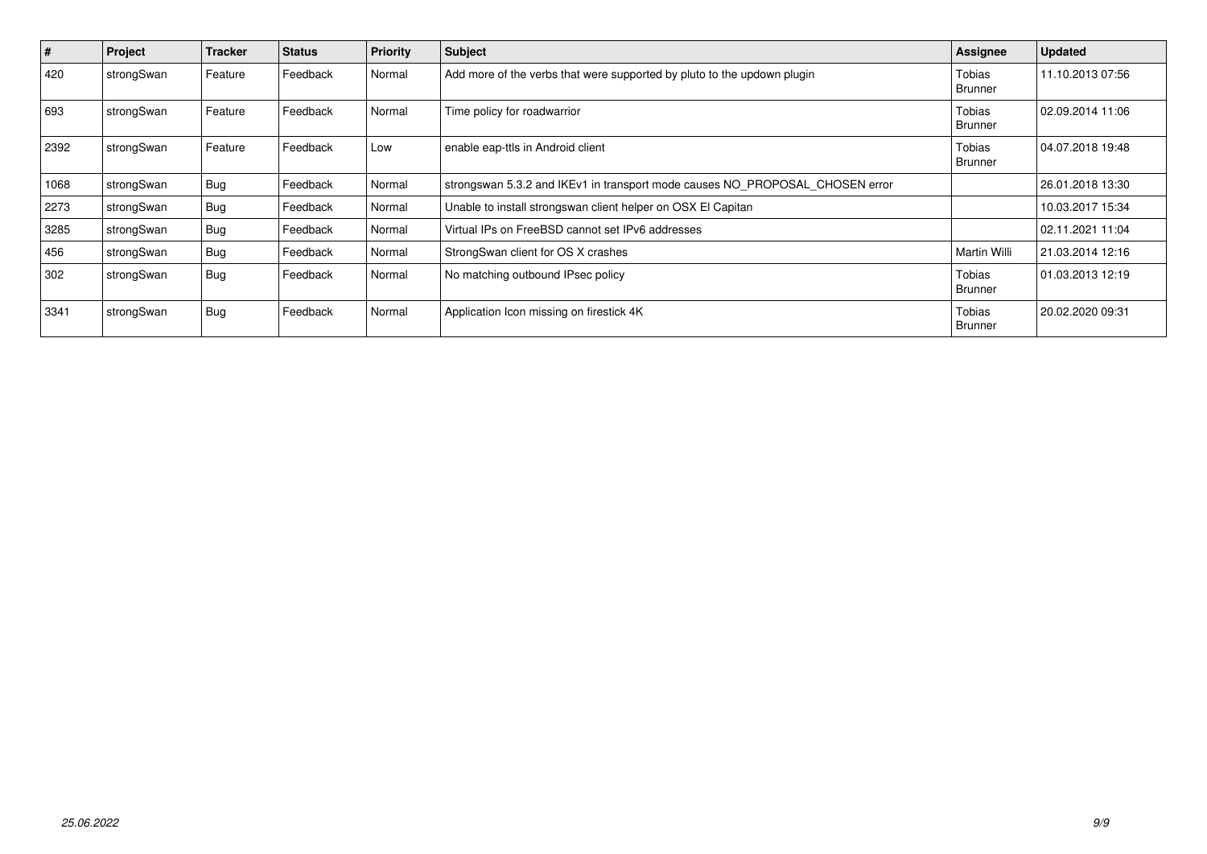| # | Project | Tracker | Status | Priority | Subject | Assignee | Updated |
|---|---|---|---|---|---|---|---|
| 420 | strongSwan | Feature | Feedback | Normal | Add more of the verbs that were supported by pluto to the updown plugin | Tobias Brunner | 11.10.2013 07:56 |
| 693 | strongSwan | Feature | Feedback | Normal | Time policy for roadwarrior | Tobias Brunner | 02.09.2014 11:06 |
| 2392 | strongSwan | Feature | Feedback | Low | enable eap-ttls in Android client | Tobias Brunner | 04.07.2018 19:48 |
| 1068 | strongSwan | Bug | Feedback | Normal | strongswan 5.3.2 and IKEv1 in transport mode causes NO_PROPOSAL_CHOSEN error | | 26.01.2018 13:30 |
| 2273 | strongSwan | Bug | Feedback | Normal | Unable to install strongswan client helper on OSX El Capitan | | 10.03.2017 15:34 |
| 3285 | strongSwan | Bug | Feedback | Normal | Virtual IPs on FreeBSD cannot set IPv6 addresses | | 02.11.2021 11:04 |
| 456 | strongSwan | Bug | Feedback | Normal | StrongSwan client for OS X crashes | Martin Willi | 21.03.2014 12:16 |
| 302 | strongSwan | Bug | Feedback | Normal | No matching outbound IPsec policy | Tobias Brunner | 01.03.2013 12:19 |
| 3341 | strongSwan | Bug | Feedback | Normal | Application Icon missing on firestick 4K | Tobias Brunner | 20.02.2020 09:31 |

*25.06.2022*